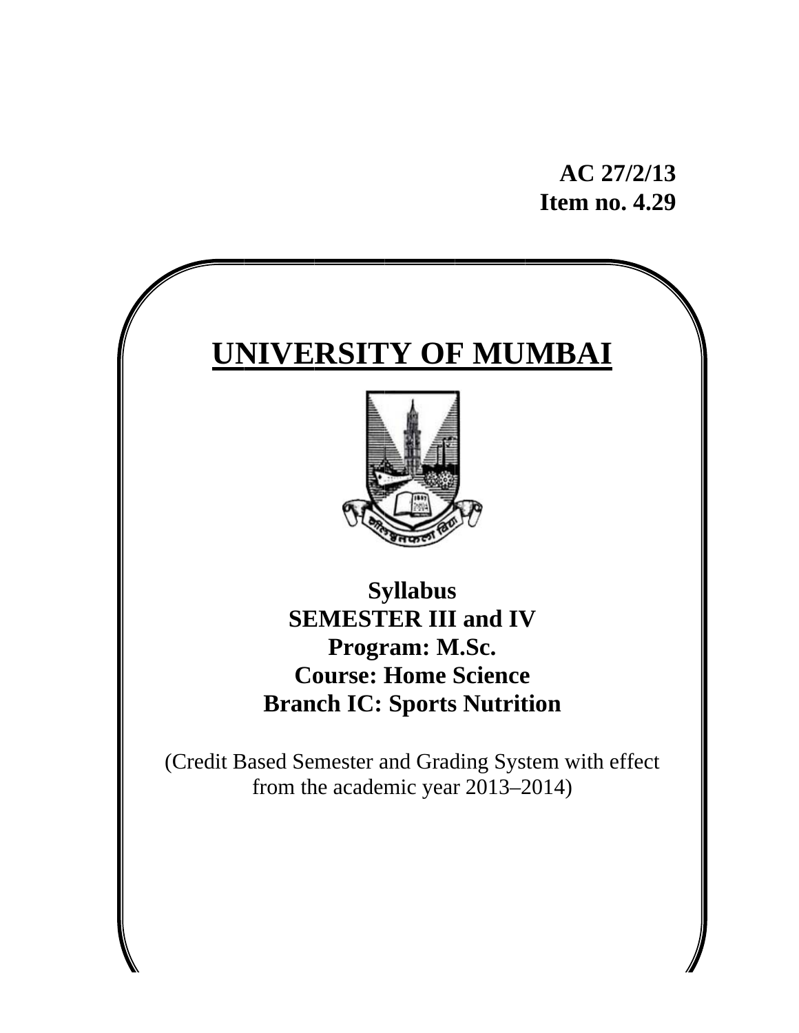**AC 27/2/13**
**Item no. 4.29**

# UNIVERSITY OF MUMBAI

**Syllabus**
**SEMESTER III and IV**
**Program: M.Sc.**
**Course: Home Science**
**Branch IC: Sports Nutrition**

(Credit Based Semester and Grading System with effect from the academic year 2013–2014)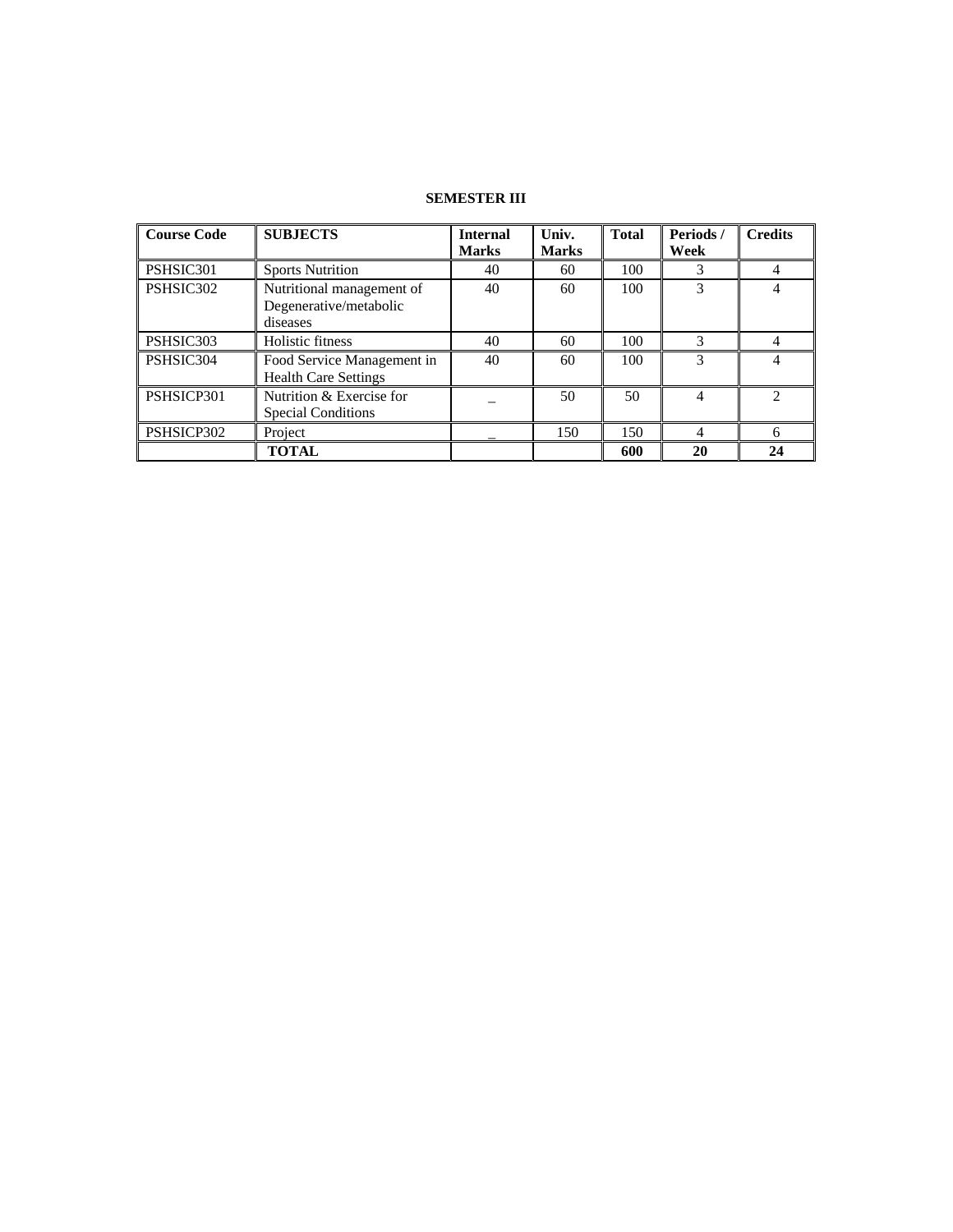**SEMESTER III**

| Course Code | SUBJECTS | Internal Marks | Univ. Marks | Total | Periods / Week | Credits |
|---|---|---|---|---|---|---|
| PSHSIC301 | Sports Nutrition | 40 | 60 | 100 | 3 | 4 |
| PSHSIC302 | Nutritional management of Degenerative/metabolic diseases | 40 | 60 | 100 | 3 | 4 |
| PSHSIC303 | Holistic fitness | 40 | 60 | 100 | 3 | 4 |
| PSHSIC304 | Food Service Management in Health Care Settings | 40 | 60 | 100 | 3 | 4 |
| PSHSICP301 | Nutrition & Exercise for Special Conditions | _ | 50 | 50 | 4 | 2 |
| PSHSICP302 | Project | _ | 150 | 150 | 4 | 6 |
| | **TOTAL** | | | **600** | **20** | **24** |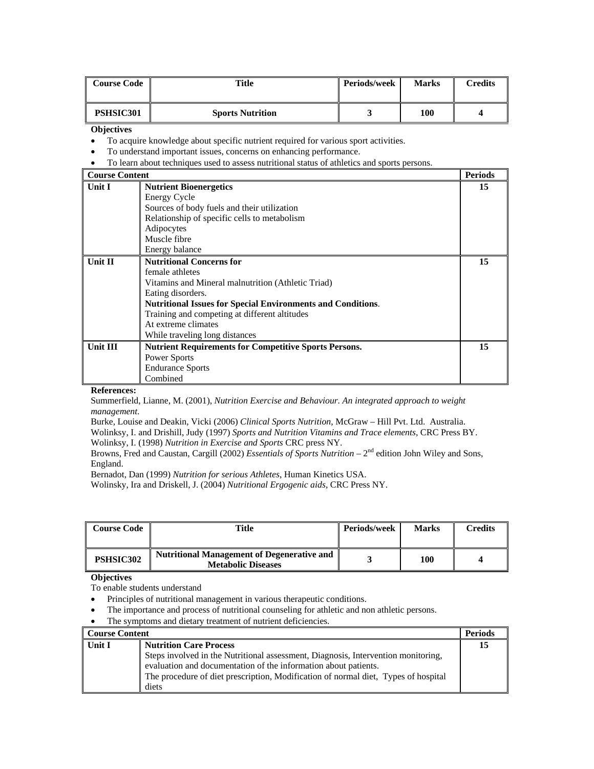| Course Code | Title | Periods/week | Marks | Credits |
|---|---|---|---|---|
| **PSHSIC301** | **Sports Nutrition** | **3** | **100** | **4** |

**Objectives**

- To acquire knowledge about specific nutrient required for various sport activities.
- To understand important issues, concerns on enhancing performance.
- To learn about techniques used to assess nutritional status of athletics and sports persons.

| Course Content | | Periods |
|---|---|---|
| **Unit I** | **Nutrient Bioenergetics**<br>Energy Cycle<br>Sources of body fuels and their utilization<br>Relationship of specific cells to metabolism<br>Adipocytes<br>Muscle fibre<br>Energy balance | **15** |
| **Unit II** | **Nutritional Concerns for**<br>female athletes<br>Vitamins and Mineral malnutrition (Athletic Triad)<br>Eating disorders.<br>**Nutritional Issues for Special Environments and Conditions**.<br>Training and competing at different altitudes<br>At extreme climates<br>While traveling long distances | **15** |
| **Unit III** | **Nutrient Requirements for Competitive Sports Persons.**<br>Power Sports<br>Endurance Sports<br>Combined | **15** |

**References:**

Summerfield, Lianne, M. (2001), *Nutrition Exercise and Behaviour. An integrated approach to weight management*.
Burke, Louise and Deakin, Vicki (2006) *Clinical Sports Nutrition*, McGraw – Hill Pvt. Ltd. Australia.
Wolinksy, I. and Drishill, Judy (1997) *Sports and Nutrition Vitamins and Trace elements*, CRC Press BY.
Wolinksy, I. (1998) *Nutrition in Exercise and Sports* CRC press NY.
Browns, Fred and Caustan, Cargill (2002) *Essentials of Sports Nutrition* – 2nd edition John Wiley and Sons, England.
Bernadot, Dan (1999) *Nutrition for serious Athletes*, Human Kinetics USA.
Wolinsky, Ira and Driskell, J. (2004) *Nutritional Ergogenic aids*, CRC Press NY.

| Course Code | Title | Periods/week | Marks | Credits |
|---|---|---|---|---|
| **PSHSIC302** | **Nutritional Management of Degenerative and Metabolic Diseases** | **3** | **100** | **4** |

**Objectives**

To enable students understand

- Principles of nutritional management in various therapeutic conditions.
- The importance and process of nutritional counseling for athletic and non athletic persons.
- The symptoms and dietary treatment of nutrient deficiencies.

| Course Content | | Periods |
|---|---|---|
| **Unit I** | **Nutrition Care Process**<br>Steps involved in the Nutritional assessment, Diagnosis, Intervention monitoring, evaluation and documentation of the information about patients.<br>The procedure of diet prescription, Modification of normal diet, Types of hospital diets | **15** |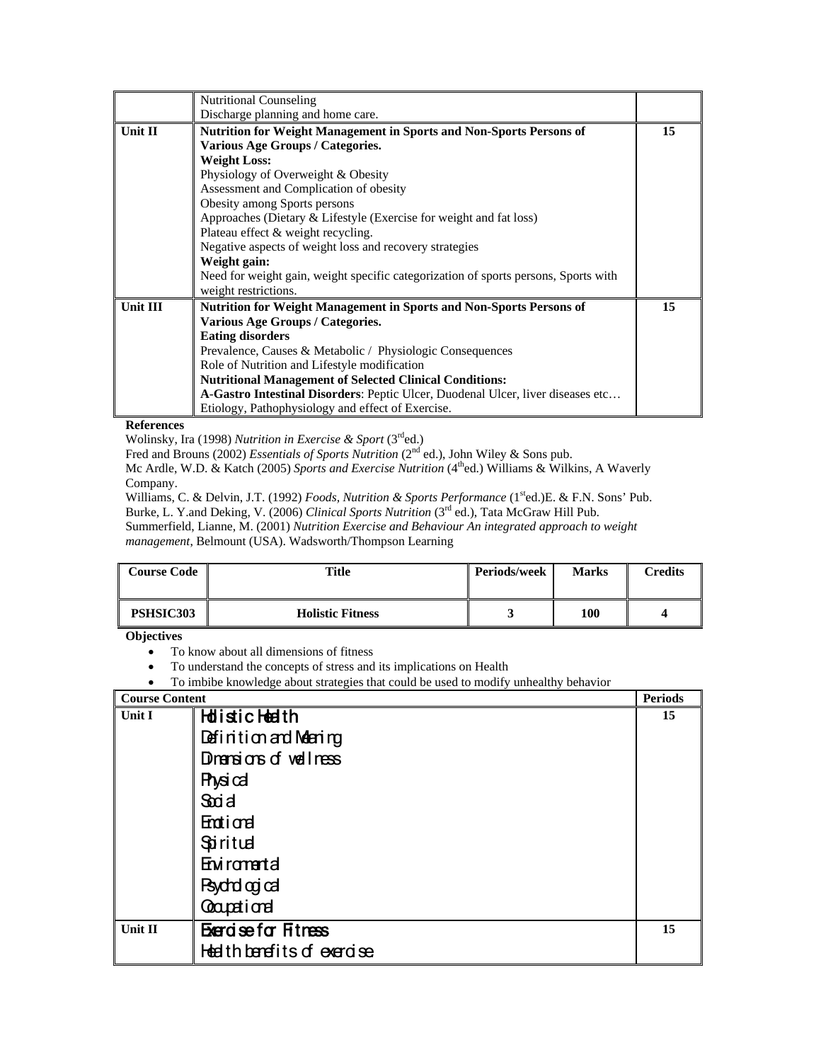| | | |
|---|---|---|
| | Nutritional Counseling<br>Discharge planning and home care. | |
| **Unit II** | **Nutrition for Weight Management in Sports and Non-Sports Persons of Various Age Groups / Categories.**<br>**Weight Loss:**<br>Physiology of Overweight & Obesity<br>Assessment and Complication of obesity<br>Obesity among Sports persons<br>Approaches (Dietary & Lifestyle (Exercise for weight and fat loss)<br>Plateau effect & weight recycling.<br>Negative aspects of weight loss and recovery strategies<br>**Weight gain:**<br>Need for weight gain, weight specific categorization of sports persons, Sports with weight restrictions. | **15** |
| **Unit III** | **Nutrition for Weight Management in Sports and Non-Sports Persons of Various Age Groups / Categories.**<br>**Eating disorders**<br>Prevalence, Causes & Metabolic / Physiologic Consequences<br>Role of Nutrition and Lifestyle modification<br>**Nutritional Management of Selected Clinical Conditions:**<br>**A-Gastro Intestinal Disorders**: Peptic Ulcer, Duodenal Ulcer, liver diseases etc…<br>Etiology, Pathophysiology and effect of Exercise. | **15** |

**References**

Wolinsky, Ira (1998) *Nutrition in Exercise & Sport* (3rd ed.)
Fred and Brouns (2002) *Essentials of Sports Nutrition* (2nd ed.), John Wiley & Sons pub.
Mc Ardle, W.D. & Katch (2005) *Sports and Exercise Nutrition* (4th ed.) Williams & Wilkins, A Waverly Company.
Williams, C. & Delvin, J.T. (1992) *Foods, Nutrition & Sports Performance* (1st ed.)E. & F.N. Sons' Pub.
Burke, L. Y.and Deking, V. (2006) *Clinical Sports Nutrition* (3rd ed.), Tata McGraw Hill Pub.
Summerfield, Lianne, M. (2001) *Nutrition Exercise and Behaviour An integrated approach to weight management*, Belmount (USA). Wadsworth/Thompson Learning

| Course Code | Title | Periods/week | Marks | Credits |
|---|---|---|---|---|
| **PSHSIC303** | **Holistic Fitness** | **3** | **100** | **4** |

**Objectives**

- To know about all dimensions of fitness
- To understand the concepts of stress and its implications on Health
- To imbibe knowledge about strategies that could be used to modify unhealthy behavior

| **Course Content** | | **Periods** |
|---|---|---|
| **Unit I** | **Holistic Health**<br>Definition and Meaning<br>Dimensions of wellness<br>Physical<br>Social<br>Emotional<br>Spiritual<br>Environmental<br>Psychological<br>Occupational | **15** |
| **Unit II** | **Exercise for Fitness**<br>Health benefits of exercise | **15** |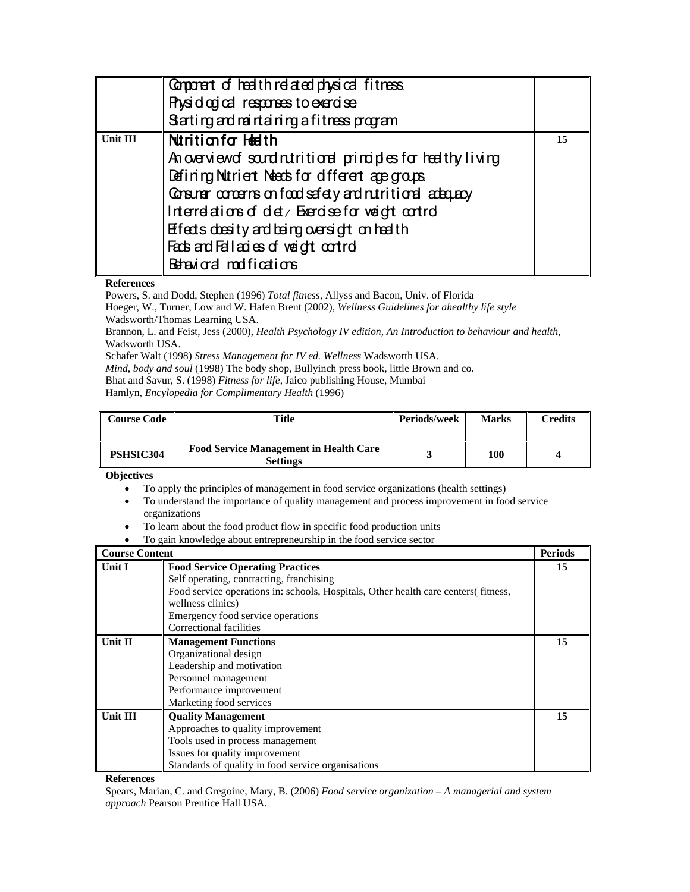| | Component of health related physical fitness<br>Physiological responses to exercise<br>Starting and maintaining a fitness program | |
|---|---|---|
| **Unit III** | **Nutrition for Health**<br>An overview of sound nutritional principles for healthy living<br>Defining Nutrient Needs for different age groups<br>Consumer concerns on food safety and nutritional adequacy<br>Interrelations of diet / Exercise for weight control<br>Effects obesity and being oversight on health<br>Fads and Fallacies of weight control<br>Behavioral modifications | **15** |

**References**

Powers, S. and Dodd, Stephen (1996) *Total fitness*, Allyss and Bacon, Univ. of Florida

Hoeger, W., Turner, Low and W. Hafen Brent (2002), *Wellness Guidelines for ahealthy life style* Wadsworth/Thomas Learning USA.

Brannon, L. and Feist, Jess (2000), *Health Psychology IV edition, An Introduction to behaviour and health*, Wadsworth USA.

Schafer Walt (1998) *Stress Management for IV ed. Wellness* Wadsworth USA.

*Mind, body and soul* (1998) The body shop, Bullyinch press book, little Brown and co.

Bhat and Savur, S. (1998) *Fitness for life*, Jaico publishing House, Mumbai

Hamlyn, *Encylopedia for Complimentary Health* (1996)

| Course Code | Title | Periods/week | Marks | Credits |
|---|---|---|---|---|
| **PSHSIC304** | **Food Service Management in Health Care Settings** | **3** | **100** | **4** |

**Objectives**

- To apply the principles of management in food service organizations (health settings)
- To understand the importance of quality management and process improvement in food service organizations
- To learn about the food product flow in specific food production units
- To gain knowledge about entrepreneurship in the food service sector

| Course Content | | Periods |
|---|---|---|
| **Unit I** | **Food Service Operating Practices**<br>Self operating, contracting, franchising<br>Food service operations in: schools, Hospitals, Other health care centers( fitness, wellness clinics)<br>Emergency food service operations<br>Correctional facilities | **15** |
| **Unit II** | **Management Functions**<br>Organizational design<br>Leadership and motivation<br>Personnel management<br>Performance improvement<br>Marketing food services | **15** |
| **Unit III** | **Quality Management**<br>Approaches to quality improvement<br>Tools used in process management<br>Issues for quality improvement<br>Standards of quality in food service organisations | **15** |

**References**

Spears, Marian, C. and Gregoine, Mary, B. (2006) *Food service organization – A managerial and system approach* Pearson Prentice Hall USA.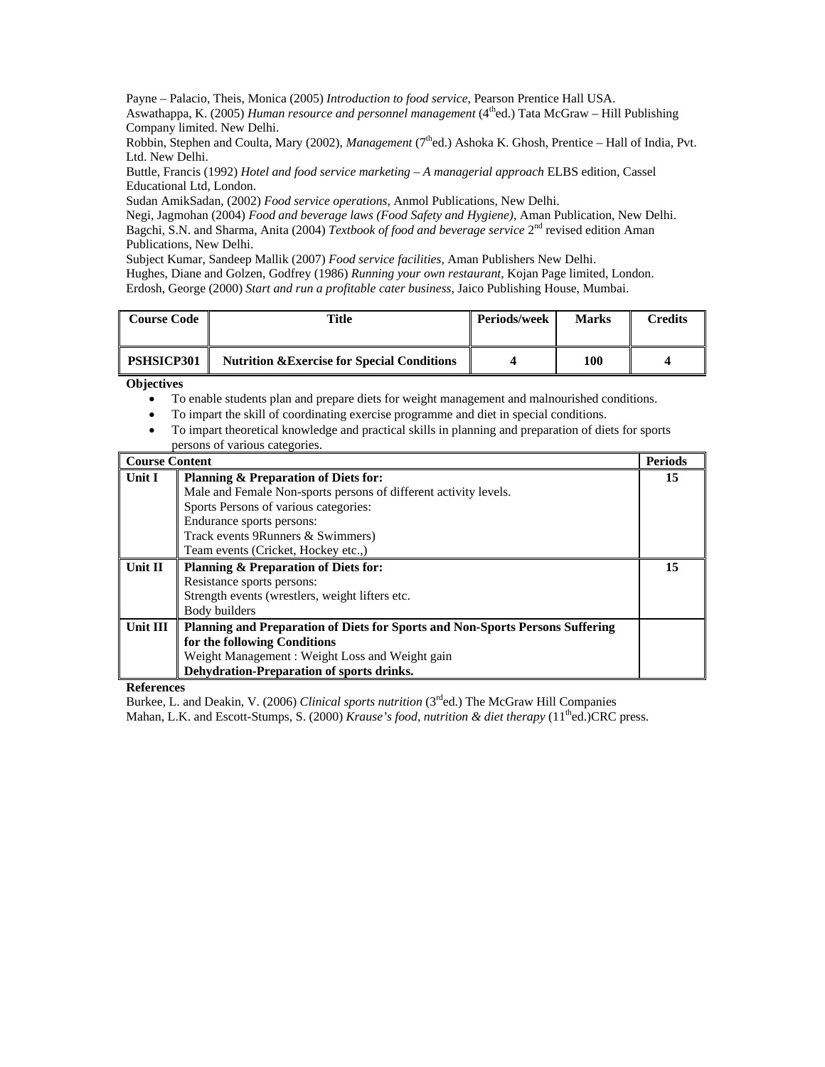Payne – Palacio, Theis, Monica (2005) *Introduction to food service*, Pearson Prentice Hall USA.
Aswathappa, K. (2005) *Human resource and personnel management* (4th ed.) Tata McGraw – Hill Publishing Company limited. New Delhi.
Robbin, Stephen and Coulta, Mary (2002), *Management* (7th ed.) Ashoka K. Ghosh, Prentice – Hall of India, Pvt. Ltd. New Delhi.
Buttle, Francis (1992) *Hotel and food service marketing – A managerial approach* ELBS edition, Cassel Educational Ltd, London.
Sudan AmikSadan, (2002) *Food service operations*, Anmol Publications, New Delhi.
Negi, Jagmohan (2004) *Food and beverage laws (Food Safety and Hygiene)*, Aman Publication, New Delhi.
Bagchi, S.N. and Sharma, Anita (2004) *Textbook of food and beverage service* 2nd revised edition Aman Publications, New Delhi.
Subject Kumar, Sandeep Mallik (2007) *Food service facilities*, Aman Publishers New Delhi.
Hughes, Diane and Golzen, Godfrey (1986) *Running your own restaurant*, Kojan Page limited, London.
Erdosh, George (2000) *Start and run a profitable cater business*, Jaico Publishing House, Mumbai.

| Course Code | Title | Periods/week | Marks | Credits |
|---|---|---|---|---|
| **PSHSICP301** | **Nutrition &Exercise for Special Conditions** | **4** | **100** | **4** |

**Objectives**

- To enable students plan and prepare diets for weight management and malnourished conditions.
- To impart the skill of coordinating exercise programme and diet in special conditions.
- To impart theoretical knowledge and practical skills in planning and preparation of diets for sports persons of various categories.

| Course Content | | Periods |
|---|---|---|
| **Unit I** | **Planning & Preparation of Diets for:**<br>Male and Female Non-sports persons of different activity levels.<br>Sports Persons of various categories:<br>Endurance sports persons:<br>Track events 9Runners & Swimmers)<br>Team events (Cricket, Hockey etc.,) | **15** |
| **Unit II** | **Planning & Preparation of Diets for:**<br>Resistance sports persons:<br>Strength events (wrestlers, weight lifters etc.<br>Body builders | **15** |
| **Unit III** | **Planning and Preparation of Diets for Sports and Non-Sports Persons Suffering for the following Conditions**<br>Weight Management : Weight Loss and Weight gain<br>**Dehydration-Preparation of sports drinks.** | |

**References**

Burkee, L. and Deakin, V. (2006) *Clinical sports nutrition* (3rd ed.) The McGraw Hill Companies
Mahan, L.K. and Escott-Stumps, S. (2000) *Krause's food, nutrition & diet therapy* (11th ed.)CRC press.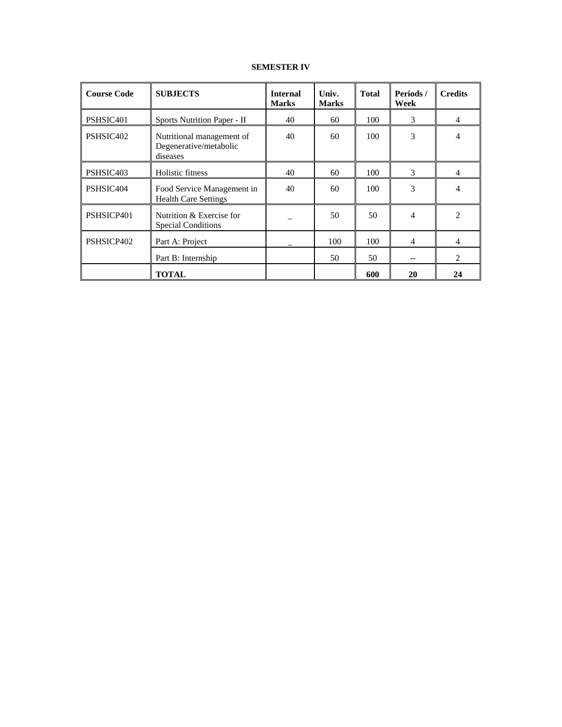**SEMESTER IV**

| Course Code | SUBJECTS | Internal Marks | Univ. Marks | Total | Periods / Week | Credits |
|---|---|---|---|---|---|---|
| PSHSIC401 | Sports Nutrition Paper - II | 40 | 60 | 100 | 3 | 4 |
| PSHSIC402 | Nutritional management of Degenerative/metabolic diseases | 40 | 60 | 100 | 3 | 4 |
| PSHSIC403 | Holistic fitness | 40 | 60 | 100 | 3 | 4 |
| PSHSIC404 | Food Service Management in Health Care Settings | 40 | 60 | 100 | 3 | 4 |
| PSHSICP401 | Nutrition & Exercise for Special Conditions | _ | 50 | 50 | 4 | 2 |
| PSHSICP402 | Part A: Project | _ | 100 | 100 | 4 | 4 |
| | Part B: Internship | | 50 | 50 | -- | 2 |
| | **TOTAL** | | | **600** | **20** | **24** |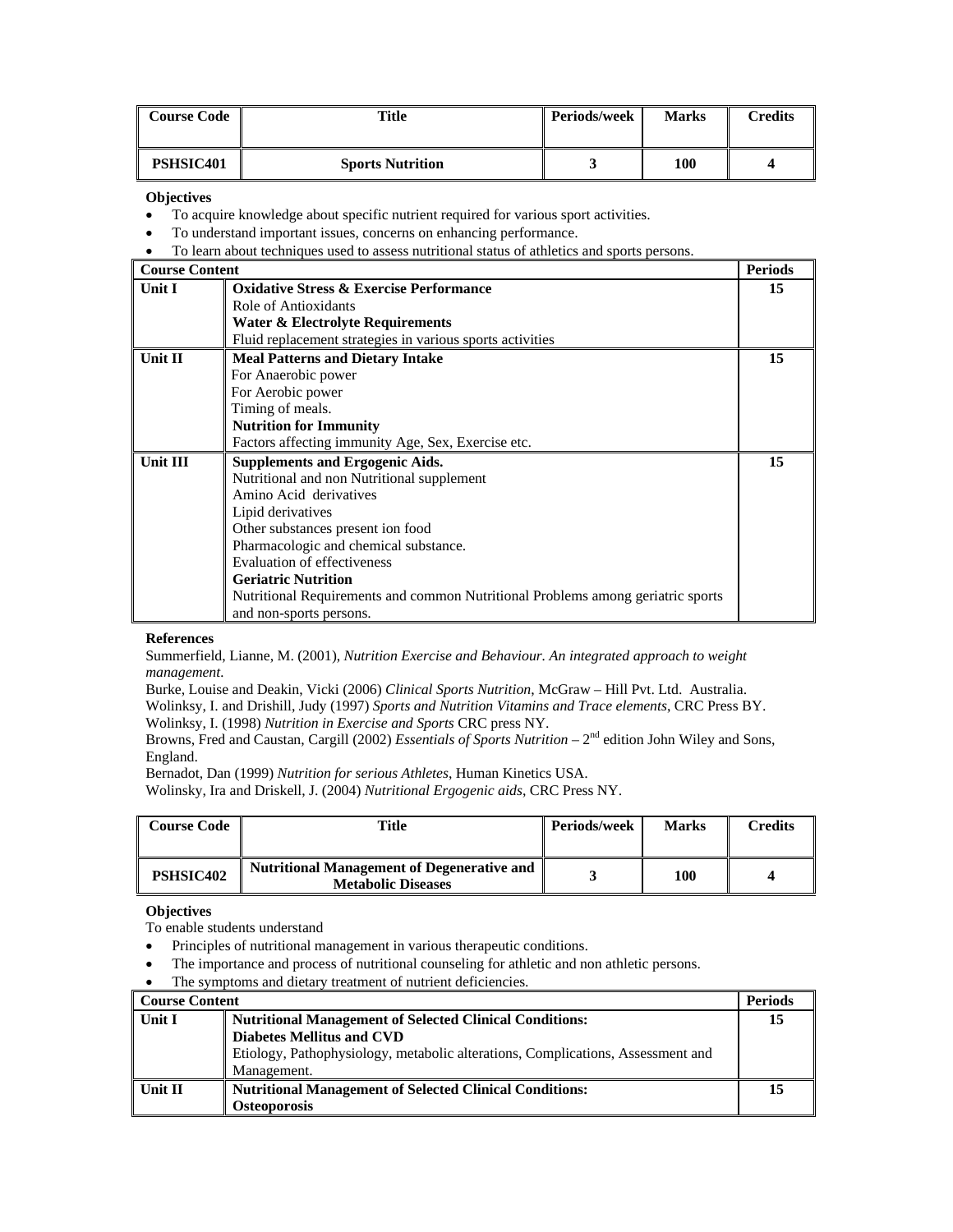| Course Code | Title | Periods/week | Marks | Credits |
|---|---|---|---|---|
| PSHSIC401 | Sports Nutrition | 3 | 100 | 4 |

**Objectives**

- To acquire knowledge about specific nutrient required for various sport activities.
- To understand important issues, concerns on enhancing performance.
- To learn about techniques used to assess nutritional status of athletics and sports persons.

| Course Content | | Periods |
|---|---|---|
| Unit I | **Oxidative Stress & Exercise Performance**<br>Role of Antioxidants<br>**Water & Electrolyte Requirements**<br>Fluid replacement strategies in various sports activities | 15 |
| Unit II | **Meal Patterns and Dietary Intake**<br>For Anaerobic power<br>For Aerobic power<br>Timing of meals.<br>**Nutrition for Immunity**<br>Factors affecting immunity Age, Sex, Exercise etc. | 15 |
| Unit III | **Supplements and Ergogenic Aids.**<br>Nutritional and non Nutritional supplement<br>Amino Acid derivatives<br>Lipid derivatives<br>Other substances present ion food<br>Pharmacologic and chemical substance.<br>Evaluation of effectiveness<br>**Geriatric Nutrition**<br>Nutritional Requirements and common Nutritional Problems among geriatric sports and non-sports persons. | 15 |

**References**

Summerfield, Lianne, M. (2001), *Nutrition Exercise and Behaviour. An integrated approach to weight management*.
Burke, Louise and Deakin, Vicki (2006) *Clinical Sports Nutrition*, McGraw – Hill Pvt. Ltd. Australia.
Wolinksy, I. and Drishill, Judy (1997) *Sports and Nutrition Vitamins and Trace elements*, CRC Press BY.
Wolinksy, I. (1998) *Nutrition in Exercise and Sports* CRC press NY.
Browns, Fred and Caustan, Cargill (2002) *Essentials of Sports Nutrition* – 2nd edition John Wiley and Sons, England.
Bernadot, Dan (1999) *Nutrition for serious Athletes*, Human Kinetics USA.
Wolinsky, Ira and Driskell, J. (2004) *Nutritional Ergogenic aids*, CRC Press NY.

| Course Code | Title | Periods/week | Marks | Credits |
|---|---|---|---|---|
| PSHSIC402 | Nutritional Management of Degenerative and Metabolic Diseases | 3 | 100 | 4 |

**Objectives**

To enable students understand

- Principles of nutritional management in various therapeutic conditions.
- The importance and process of nutritional counseling for athletic and non athletic persons.
- The symptoms and dietary treatment of nutrient deficiencies.

| Course Content | | Periods |
|---|---|---|
| Unit I | **Nutritional Management of Selected Clinical Conditions:**<br>**Diabetes Mellitus and CVD**<br>Etiology, Pathophysiology, metabolic alterations, Complications, Assessment and Management. | 15 |
| Unit II | **Nutritional Management of Selected Clinical Conditions:**<br>**Osteoporosis** | 15 |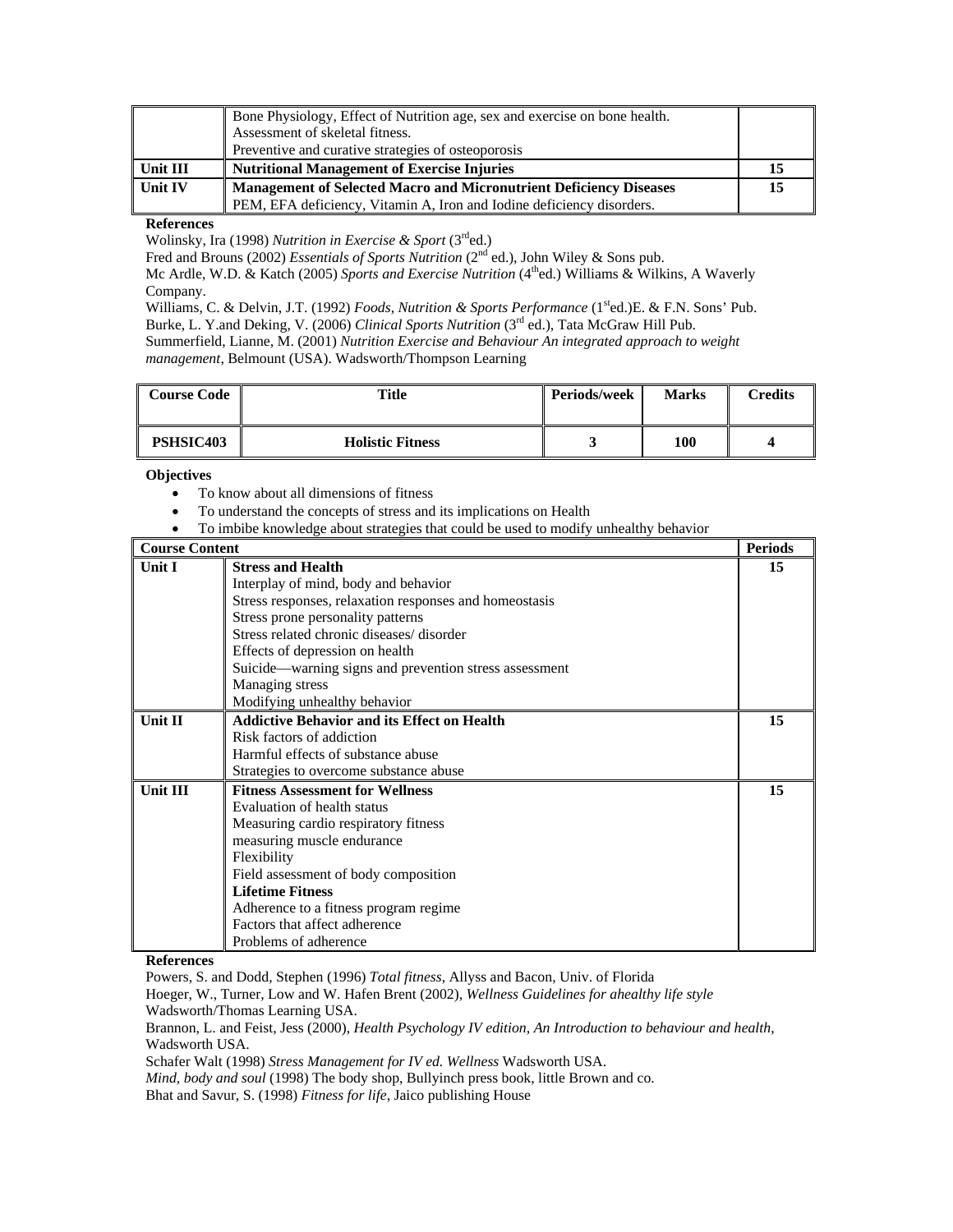|  | Bone Physiology, Effect of Nutrition age, sex and exercise on bone health.<br>Assessment of skeletal fitness.<br>Preventive and curative strategies of osteoporosis |  |
|---|---|---|
| **Unit III** | **Nutritional Management of Exercise Injuries** | **15** |
| **Unit IV** | **Management of Selected Macro and Micronutrient Deficiency Diseases**<br>PEM, EFA deficiency, Vitamin A, Iron and Iodine deficiency disorders. | **15** |

**References**

Wolinsky, Ira (1998) *Nutrition in Exercise & Sport* (3rd ed.)
Fred and Brouns (2002) *Essentials of Sports Nutrition* (2nd ed.), John Wiley & Sons pub.
Mc Ardle, W.D. & Katch (2005) *Sports and Exercise Nutrition* (4th ed.) Williams & Wilkins, A Waverly Company.
Williams, C. & Delvin, J.T. (1992) *Foods, Nutrition & Sports Performance* (1st ed.)E. & F.N. Sons' Pub.
Burke, L. Y.and Deking, V. (2006) *Clinical Sports Nutrition* (3rd ed.), Tata McGraw Hill Pub.
Summerfield, Lianne, M. (2001) *Nutrition Exercise and Behaviour An integrated approach to weight management*, Belmount (USA). Wadsworth/Thompson Learning

| Course Code | Title | Periods/week | Marks | Credits |
|---|---|---|---|---|
| **PSHSIC403** | **Holistic Fitness** | **3** | **100** | **4** |

**Objectives**

- To know about all dimensions of fitness
- To understand the concepts of stress and its implications on Health
- To imbibe knowledge about strategies that could be used to modify unhealthy behavior

| Course Content | | Periods |
|---|---|---|
| **Unit I** | **Stress and Health**<br>Interplay of mind, body and behavior<br>Stress responses, relaxation responses and homeostasis<br>Stress prone personality patterns<br>Stress related chronic diseases/ disorder<br>Effects of depression on health<br>Suicide—warning signs and prevention stress assessment<br>Managing stress<br>Modifying unhealthy behavior | **15** |
| **Unit II** | **Addictive Behavior and its Effect on Health**<br>Risk factors of addiction<br>Harmful effects of substance abuse<br>Strategies to overcome substance abuse | **15** |
| **Unit III** | **Fitness Assessment for Wellness**<br>Evaluation of health status<br>Measuring cardio respiratory fitness<br>measuring muscle endurance<br>Flexibility<br>Field assessment of body composition<br>**Lifetime Fitness**<br>Adherence to a fitness program regime<br>Factors that affect adherence<br>Problems of adherence | **15** |

**References**

Powers, S. and Dodd, Stephen (1996) *Total fitness*, Allyss and Bacon, Univ. of Florida
Hoeger, W., Turner, Low and W. Hafen Brent (2002), *Wellness Guidelines for ahealthy life style* Wadsworth/Thomas Learning USA.
Brannon, L. and Feist, Jess (2000), *Health Psychology IV edition, An Introduction to behaviour and health*, Wadsworth USA.
Schafer Walt (1998) *Stress Management for IV ed. Wellness* Wadsworth USA.
*Mind, body and soul* (1998) The body shop, Bullyinch press book, little Brown and co.
Bhat and Savur, S. (1998) *Fitness for life*, Jaico publishing House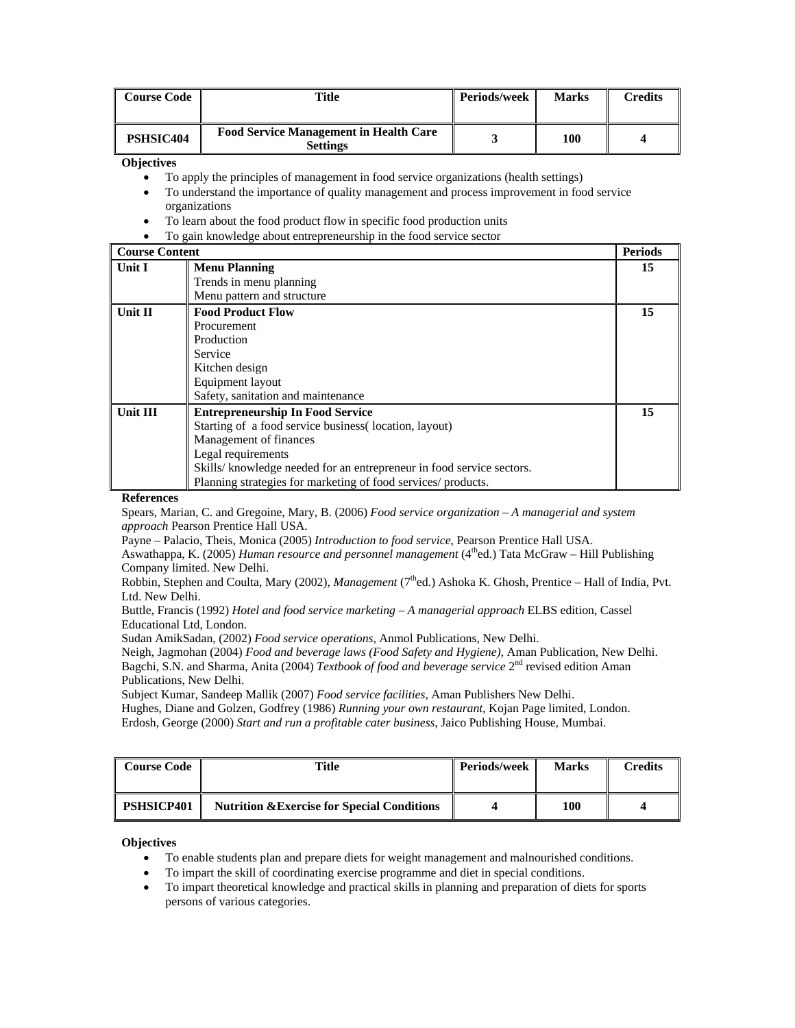| Course Code | Title | Periods/week | Marks | Credits |
|---|---|---|---|---|
| PSHSIC404 | Food Service Management in Health Care Settings | 3 | 100 | 4 |

**Objectives**

- To apply the principles of management in food service organizations (health settings)
- To understand the importance of quality management and process improvement in food service organizations
- To learn about the food product flow in specific food production units
- To gain knowledge about entrepreneurship in the food service sector

| Course Content | | Periods |
|---|---|---|
| Unit I | **Menu Planning**<br>Trends in menu planning<br>Menu pattern and structure | 15 |
| Unit II | **Food Product Flow**<br>Procurement<br>Production<br>Service<br>Kitchen design<br>Equipment layout<br>Safety, sanitation and maintenance | 15 |
| Unit III | **Entrepreneurship In Food Service**<br>Starting of a food service business( location, layout)<br>Management of finances<br>Legal requirements<br>Skills/ knowledge needed for an entrepreneur in food service sectors.<br>Planning strategies for marketing of food services/ products. | 15 |

**References**

Spears, Marian, C. and Gregoine, Mary, B. (2006) *Food service organization – A managerial and system approach* Pearson Prentice Hall USA.
Payne – Palacio, Theis, Monica (2005) *Introduction to food service*, Pearson Prentice Hall USA.
Aswathappa, K. (2005) *Human resource and personnel management* (4thed.) Tata McGraw – Hill Publishing Company limited. New Delhi.
Robbin, Stephen and Coulta, Mary (2002), *Management* (7thed.) Ashoka K. Ghosh, Prentice – Hall of India, Pvt. Ltd. New Delhi.
Buttle, Francis (1992) *Hotel and food service marketing – A managerial approach* ELBS edition, Cassel Educational Ltd, London.
Sudan AmikSadan, (2002) *Food service operations*, Anmol Publications, New Delhi.
Neigh, Jagmohan (2004) *Food and beverage laws (Food Safety and Hygiene)*, Aman Publication, New Delhi.
Bagchi, S.N. and Sharma, Anita (2004) *Textbook of food and beverage service* 2nd revised edition Aman Publications, New Delhi.
Subject Kumar, Sandeep Mallik (2007) *Food service facilities*, Aman Publishers New Delhi.
Hughes, Diane and Golzen, Godfrey (1986) *Running your own restaurant*, Kojan Page limited, London.
Erdosh, George (2000) *Start and run a profitable cater business*, Jaico Publishing House, Mumbai.

| Course Code | Title | Periods/week | Marks | Credits |
|---|---|---|---|---|
| PSHSICP401 | Nutrition &Exercise for Special Conditions | 4 | 100 | 4 |

**Objectives**

- To enable students plan and prepare diets for weight management and malnourished conditions.
- To impart the skill of coordinating exercise programme and diet in special conditions.
- To impart theoretical knowledge and practical skills in planning and preparation of diets for sports persons of various categories.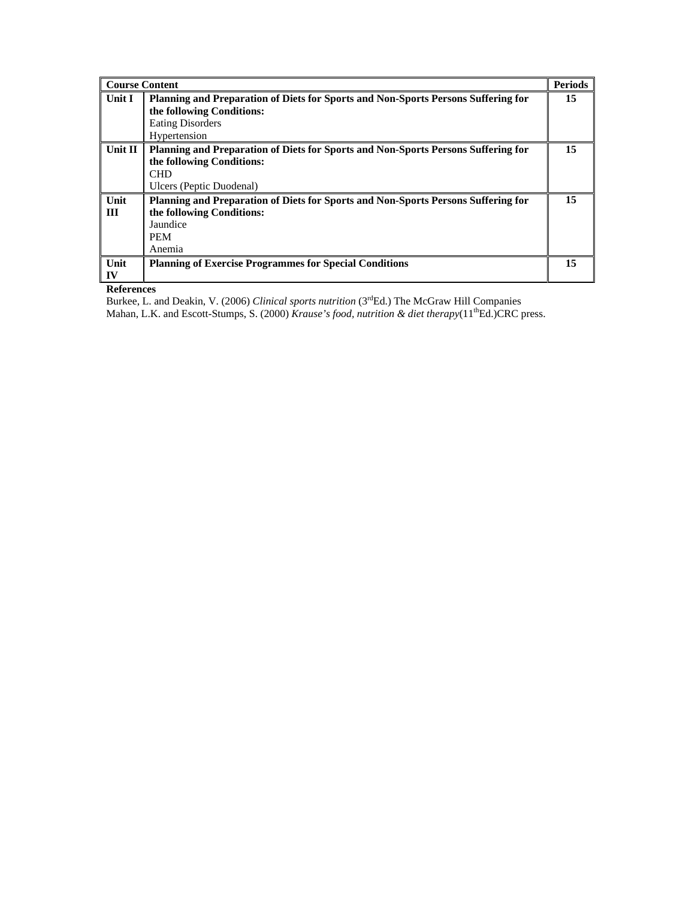| Course Content | | Periods |
|---|---|---|
| **Unit I** | **Planning and Preparation of Diets for Sports and Non-Sports Persons Suffering for the following Conditions:**<br>Eating Disorders<br>Hypertension | **15** |
| **Unit II** | **Planning and Preparation of Diets for Sports and Non-Sports Persons Suffering for the following Conditions:**<br>CHD<br>Ulcers (Peptic Duodenal) | **15** |
| **Unit III** | **Planning and Preparation of Diets for Sports and Non-Sports Persons Suffering for the following Conditions:**<br>Jaundice<br>PEM<br>Anemia | **15** |
| **Unit IV** | **Planning of Exercise Programmes for Special Conditions** | **15** |

**References**

Burkee, L. and Deakin, V. (2006) *Clinical sports nutrition* (3rd Ed.) The McGraw Hill Companies

Mahan, L.K. and Escott-Stumps, S. (2000) *Krause's food, nutrition & diet therapy*(11th Ed.)CRC press.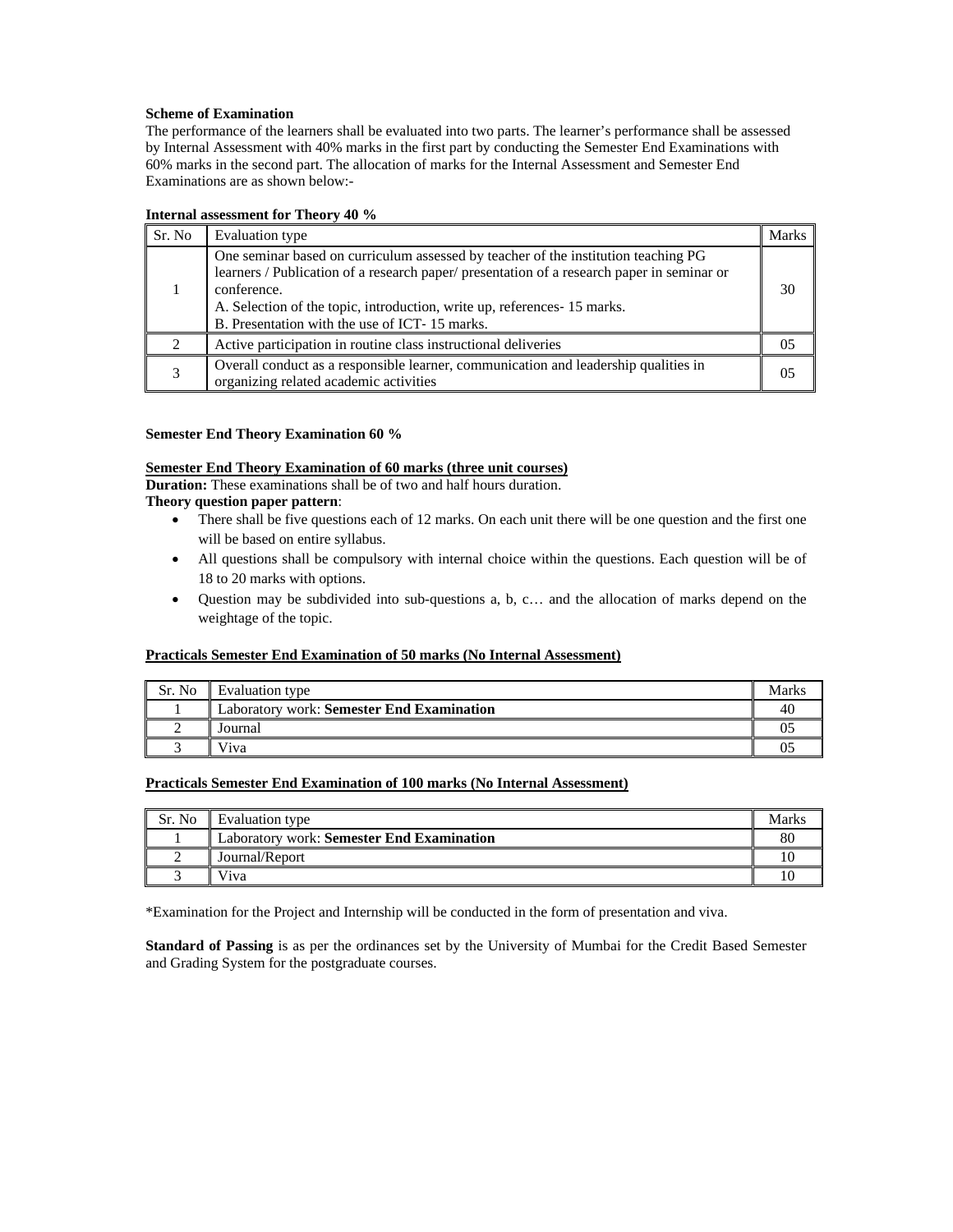**Scheme of Examination**

The performance of the learners shall be evaluated into two parts. The learner's performance shall be assessed by Internal Assessment with 40% marks in the first part by conducting the Semester End Examinations with 60% marks in the second part. The allocation of marks for the Internal Assessment and Semester End Examinations are as shown below:-

**Internal assessment for Theory 40 %**

| Sr. No | Evaluation type | Marks |
|---|---|---|
| 1 | One seminar based on curriculum assessed by teacher of the institution teaching PG learners / Publication of a research paper/ presentation of a research paper in seminar or conference.<br>A. Selection of the topic, introduction, write up, references- 15 marks.<br>B. Presentation with the use of ICT- 15 marks. | 30 |
| 2 | Active participation in routine class instructional deliveries | 05 |
| 3 | Overall conduct as a responsible learner, communication and leadership qualities in organizing related academic activities | 05 |

**Semester End Theory Examination 60 %**

**Semester End Theory Examination of 60 marks (three unit courses)**

**Duration:** These examinations shall be of two and half hours duration.

**Theory question paper pattern**:

- There shall be five questions each of 12 marks. On each unit there will be one question and the first one will be based on entire syllabus.
- All questions shall be compulsory with internal choice within the questions. Each question will be of 18 to 20 marks with options.
- Question may be subdivided into sub-questions a, b, c… and the allocation of marks depend on the weightage of the topic.

**Practicals Semester End Examination of 50 marks (No Internal Assessment)**

| Sr. No | Evaluation type | Marks |
|---|---|---|
| 1 | Laboratory work: **Semester End Examination** | 40 |
| 2 | Journal | 05 |
| 3 | Viva | 05 |

**Practicals Semester End Examination of 100 marks (No Internal Assessment)**

| Sr. No | Evaluation type | Marks |
|---|---|---|
| 1 | Laboratory work: **Semester End Examination** | 80 |
| 2 | Journal/Report | 10 |
| 3 | Viva | 10 |

*Examination for the Project and Internship will be conducted in the form of presentation and viva.

**Standard of Passing** is as per the ordinances set by the University of Mumbai for the Credit Based Semester and Grading System for the postgraduate courses.